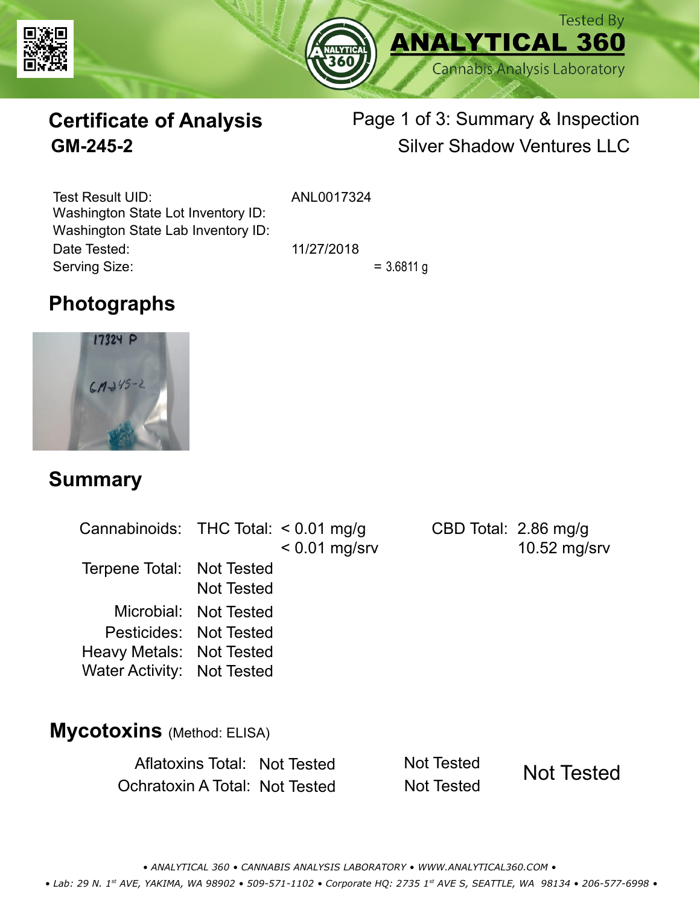Tested By
**ANALYTICAL 360**
Cannabis Analysis Laboratory

# Certificate of Analysis

## GM-245-2

Page 1 of 3: Summary & Inspection

Silver Shadow Ventures LLC

| | |
|---|---|
| Test Result UID: | ANL0017324 |
| Washington State Lot Inventory ID: | |
| Washington State Lab Inventory ID: | |
| Date Tested: | 11/27/2018 |
| Serving Size: | = 3.6811 g |

## Photographs

## Summary

| | | | | |
|---|---|---|---|---|
| Cannabinoids: | THC Total: | < 0.01 mg/g | CBD Total: | 2.86 mg/g |
| | | < 0.01 mg/srv | | 10.52 mg/srv |
| Terpene Total: | Not Tested | | | |
| | Not Tested | | | |
| Microbial: | Not Tested | | | |
| Pesticides: | Not Tested | | | |
| Heavy Metals: | Not Tested | | | |
| Water Activity: | Not Tested | | | |

## Mycotoxins (Method: ELISA)

| | | | |
|---|---|---|---|
| Aflatoxins Total: | Not Tested | Not Tested | Not Tested |
| Ochratoxin A Total: | Not Tested | Not Tested | |

• ANALYTICAL 360 • CANNABIS ANALYSIS LABORATORY • WWW.ANALYTICAL360.COM •

• Lab: 29 N. 1st AVE, YAKIMA, WA 98902 • 509-571-1102 • Corporate HQ: 2735 1st AVE S, SEATTLE, WA 98134 • 206-577-6998 •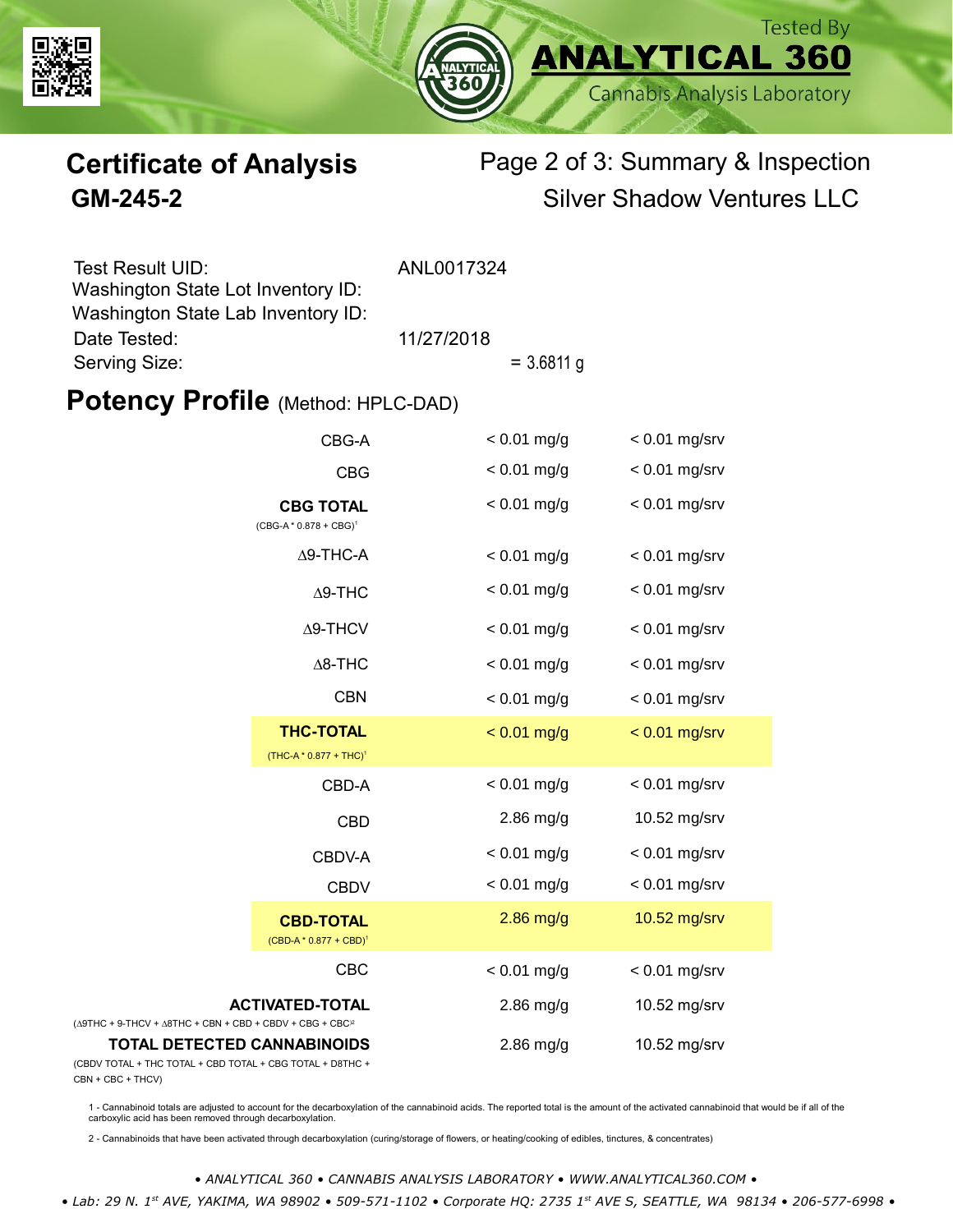# Certificate of Analysis

## GM-245-2

Page 2 of 3: Summary & Inspection

Silver Shadow Ventures LLC

Test Result UID: ANL0017324
Washington State Lot Inventory ID:
Washington State Lab Inventory ID:
Date Tested: 11/27/2018
Serving Size: = 3.6811 g

## Potency Profile (Method: HPLC-DAD)

| Analyte | mg/g | mg/srv |
|---|---|---|
| CBG-A | < 0.01 mg/g | < 0.01 mg/srv |
| CBG | < 0.01 mg/g | < 0.01 mg/srv |
| **CBG TOTAL** (CBG-A * 0.878 + CBG)[1] | < 0.01 mg/g | < 0.01 mg/srv |
| Δ9-THC-A | < 0.01 mg/g | < 0.01 mg/srv |
| Δ9-THC | < 0.01 mg/g | < 0.01 mg/srv |
| Δ9-THCV | < 0.01 mg/g | < 0.01 mg/srv |
| Δ8-THC | < 0.01 mg/g | < 0.01 mg/srv |
| CBN | < 0.01 mg/g | < 0.01 mg/srv |
| **THC-TOTAL** (THC-A * 0.877 + THC)[1] | < 0.01 mg/g | < 0.01 mg/srv |
| CBD-A | < 0.01 mg/g | < 0.01 mg/srv |
| CBD | 2.86 mg/g | 10.52 mg/srv |
| CBDV-A | < 0.01 mg/g | < 0.01 mg/srv |
| CBDV | < 0.01 mg/g | < 0.01 mg/srv |
| **CBD-TOTAL** (CBD-A * 0.877 + CBD)[1] | 2.86 mg/g | 10.52 mg/srv |
| CBC | < 0.01 mg/g | < 0.01 mg/srv |
| **ACTIVATED-TOTAL** (Δ9THC + 9-THCV + Δ8THC + CBN + CBD + CBDV + CBG + CBC)[2] | 2.86 mg/g | 10.52 mg/srv |
| **TOTAL DETECTED CANNABINOIDS** (CBDV TOTAL + THC TOTAL + CBD TOTAL + CBG TOTAL + D8THC + CBN + CBC + THCV) | 2.86 mg/g | 10.52 mg/srv |

1 - Cannabinoid totals are adjusted to account for the decarboxylation of the cannabinoid acids. The reported total is the amount of the activated cannabinoid that would be if all of the carboxylic acid has been removed through decarboxylation.

2 - Cannabinoids that have been activated through decarboxylation (curing/storage of flowers, or heating/cooking of edibles, tinctures, & concentrates)

*• ANALYTICAL 360 • CANNABIS ANALYSIS LABORATORY • WWW.ANALYTICAL360.COM •*

*• Lab: 29 N. 1st AVE, YAKIMA, WA 98902 • 509-571-1102 • Corporate HQ: 2735 1st AVE S, SEATTLE, WA 98134 • 206-577-6998 •*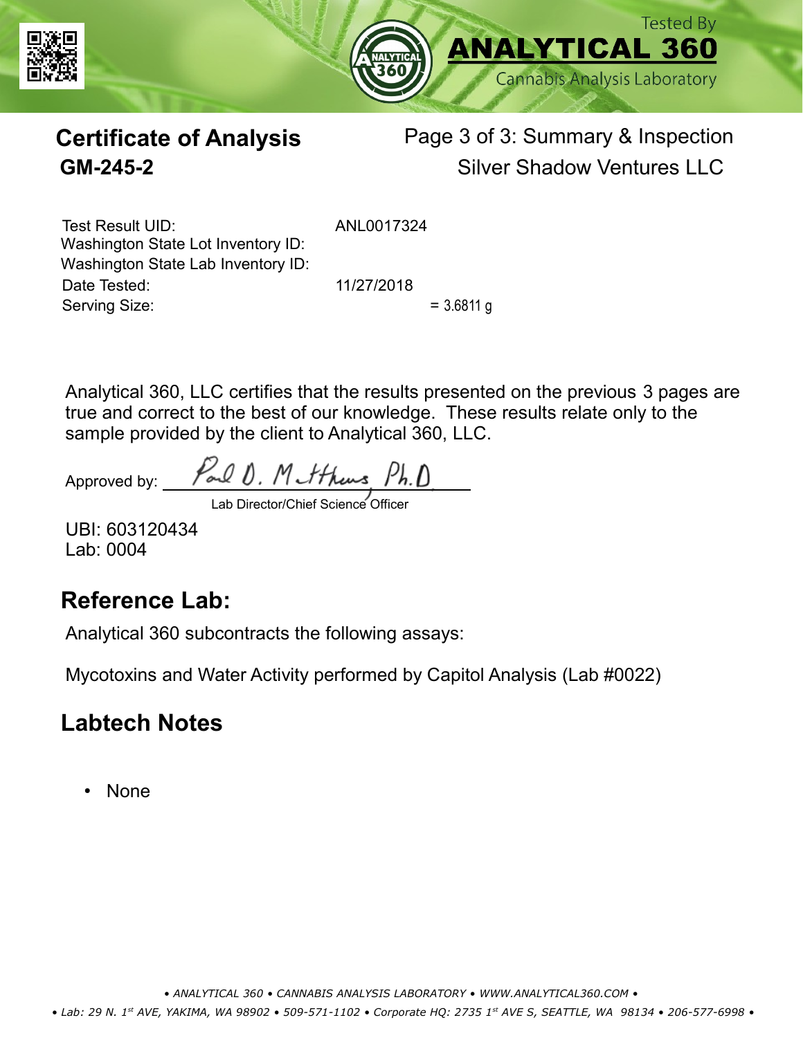Tested By
**ANALYTICAL 360**
Cannabis Analysis Laboratory

# Certificate of Analysis

## GM-245-2

Page 3 of 3: Summary & Inspection
Silver Shadow Ventures LLC

| | |
|---|---|
| Test Result UID: | ANL0017324 |
| Washington State Lot Inventory ID: | |
| Washington State Lab Inventory ID: | |
| Date Tested: | 11/27/2018 |
| Serving Size: | = 3.6811 g |

Analytical 360, LLC certifies that the results presented on the previous 3 pages are true and correct to the best of our knowledge. These results relate only to the sample provided by the client to Analytical 360, LLC.

Approved by: Paul D. Matthews, Ph.D
Lab Director/Chief Science Officer

UBI: 603120434
Lab: 0004

## Reference Lab:

Analytical 360 subcontracts the following assays:

Mycotoxins and Water Activity performed by Capitol Analysis (Lab #0022)

## Labtech Notes

- None

• ANALYTICAL 360 • CANNABIS ANALYSIS LABORATORY • WWW.ANALYTICAL360.COM •
• Lab: 29 N. 1st AVE, YAKIMA, WA 98902 • 509-571-1102 • Corporate HQ: 2735 1st AVE S, SEATTLE, WA 98134 • 206-577-6998 •